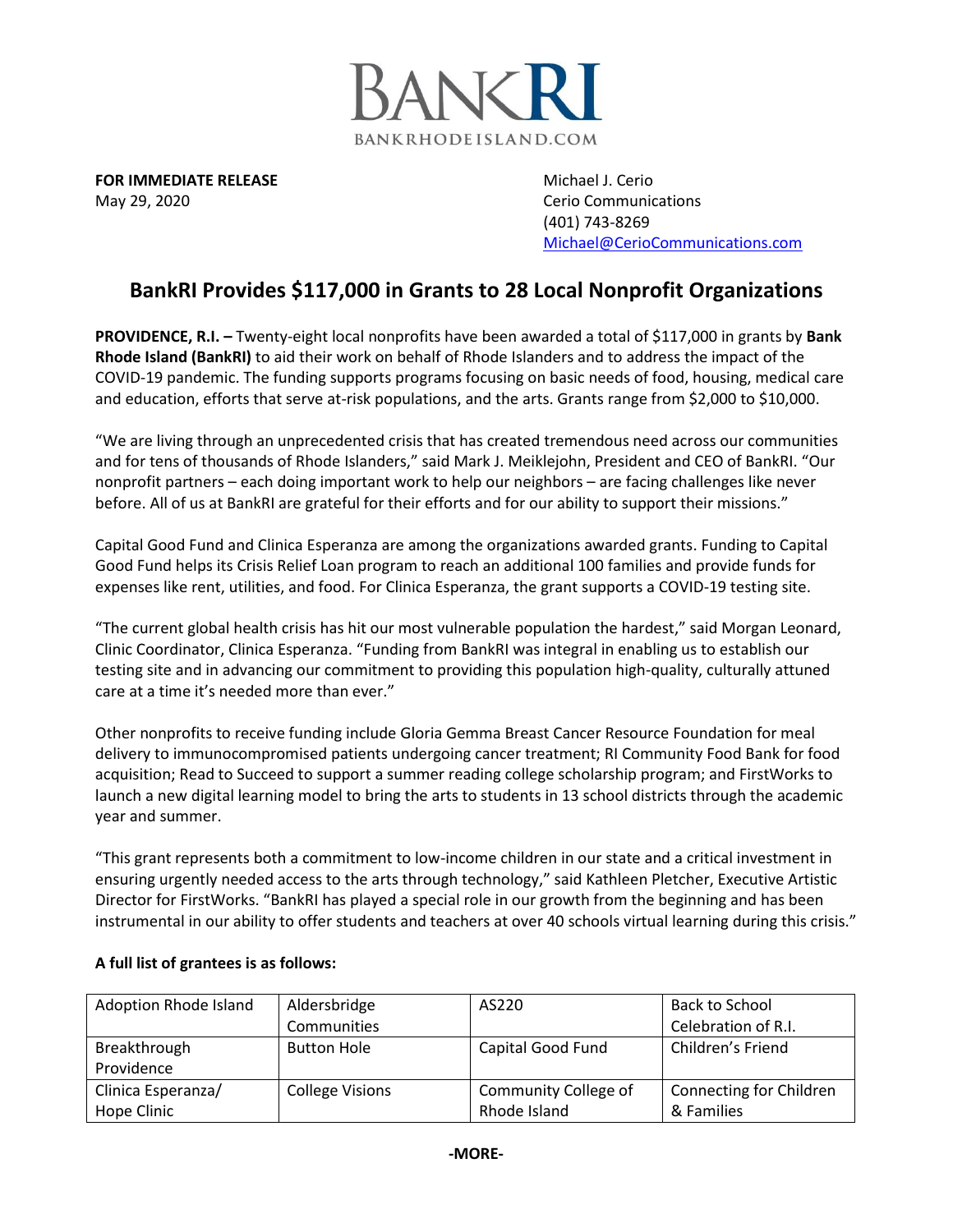BANKRI
BANKRHODEISLAND.COM

**FOR IMMEDIATE RELEASE**
May 29, 2020

Michael J. Cerio
Cerio Communications
(401) 743-8269
Michael@CerioCommunications.com

# BankRI Provides $117,000 in Grants to 28 Local Nonprofit Organizations

**PROVIDENCE, R.I. –** Twenty-eight local nonprofits have been awarded a total of $117,000 in grants by **Bank Rhode Island (BankRI)** to aid their work on behalf of Rhode Islanders and to address the impact of the COVID-19 pandemic. The funding supports programs focusing on basic needs of food, housing, medical care and education, efforts that serve at-risk populations, and the arts. Grants range from $2,000 to $10,000.

"We are living through an unprecedented crisis that has created tremendous need across our communities and for tens of thousands of Rhode Islanders," said Mark J. Meiklejohn, President and CEO of BankRI. "Our nonprofit partners – each doing important work to help our neighbors – are facing challenges like never before. All of us at BankRI are grateful for their efforts and for our ability to support their missions."

Capital Good Fund and Clinica Esperanza are among the organizations awarded grants. Funding to Capital Good Fund helps its Crisis Relief Loan program to reach an additional 100 families and provide funds for expenses like rent, utilities, and food. For Clinica Esperanza, the grant supports a COVID-19 testing site.

"The current global health crisis has hit our most vulnerable population the hardest," said Morgan Leonard, Clinic Coordinator, Clinica Esperanza. "Funding from BankRI was integral in enabling us to establish our testing site and in advancing our commitment to providing this population high-quality, culturally attuned care at a time it's needed more than ever."

Other nonprofits to receive funding include Gloria Gemma Breast Cancer Resource Foundation for meal delivery to immunocompromised patients undergoing cancer treatment; RI Community Food Bank for food acquisition; Read to Succeed to support a summer reading college scholarship program; and FirstWorks to launch a new digital learning model to bring the arts to students in 13 school districts through the academic year and summer.

"This grant represents both a commitment to low-income children in our state and a critical investment in ensuring urgently needed access to the arts through technology," said Kathleen Pletcher, Executive Artistic Director for FirstWorks. "BankRI has played a special role in our growth from the beginning and has been instrumental in our ability to offer students and teachers at over 40 schools virtual learning during this crisis."

**A full list of grantees is as follows:**

| | | | |
|---|---|---|---|
| Adoption Rhode Island | Aldersbridge Communities | AS220 | Back to School Celebration of R.I. |
| Breakthrough Providence | Button Hole | Capital Good Fund | Children's Friend |
| Clinica Esperanza/ Hope Clinic | College Visions | Community College of Rhode Island | Connecting for Children & Families |

-MORE-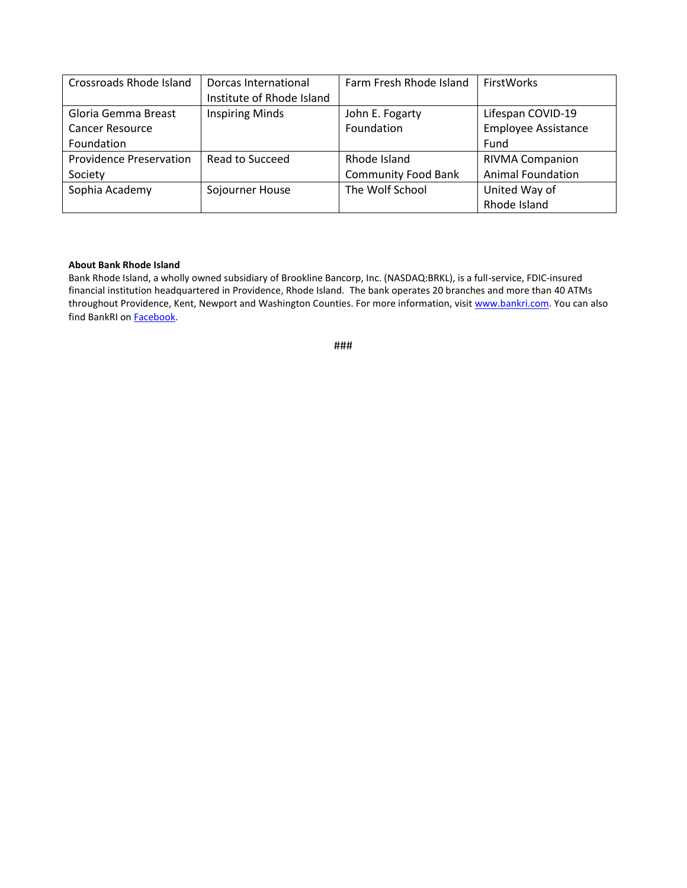| | | | |
|---|---|---|---|
| Crossroads Rhode Island | Dorcas International Institute of Rhode Island | Farm Fresh Rhode Island | FirstWorks |
| Gloria Gemma Breast Cancer Resource Foundation | Inspiring Minds | John E. Fogarty Foundation | Lifespan COVID-19 Employee Assistance Fund |
| Providence Preservation Society | Read to Succeed | Rhode Island Community Food Bank | RIVMA Companion Animal Foundation |
| Sophia Academy | Sojourner House | The Wolf School | United Way of Rhode Island |

**About Bank Rhode Island**

Bank Rhode Island, a wholly owned subsidiary of Brookline Bancorp, Inc. (NASDAQ:BRKL), is a full-service, FDIC-insured financial institution headquartered in Providence, Rhode Island. The bank operates 20 branches and more than 40 ATMs throughout Providence, Kent, Newport and Washington Counties. For more information, visit www.bankri.com. You can also find BankRI on Facebook.

###